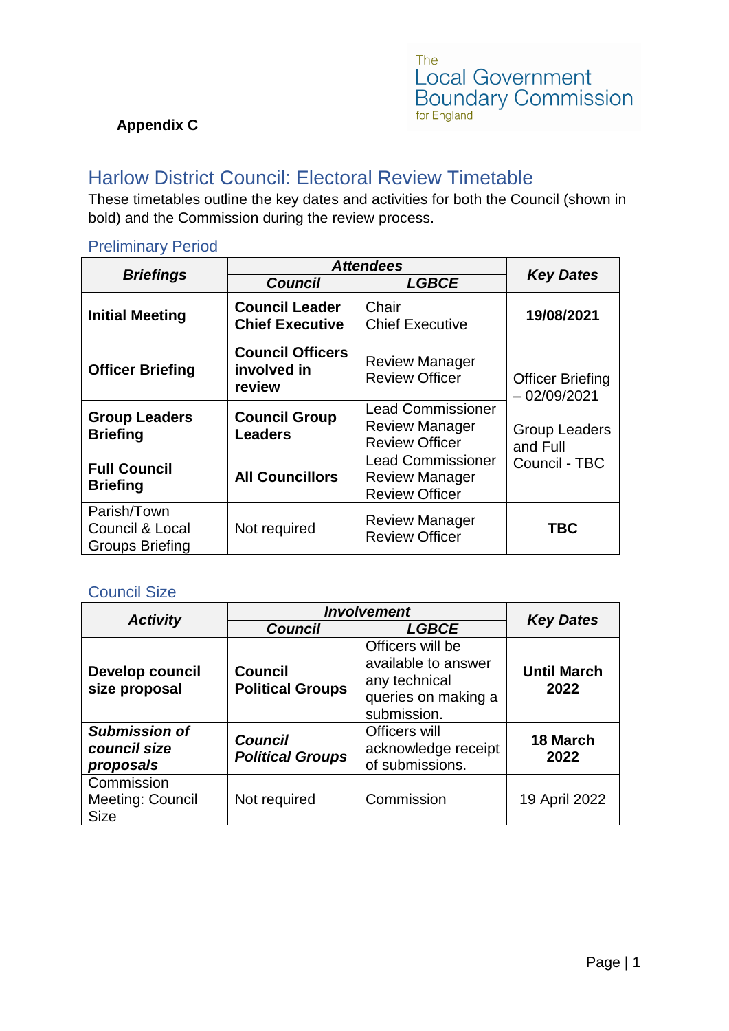The Local Government Boundary Commission for England

**Appendix C**

# Harlow District Council: Electoral Review Timetable

These timetables outline the key dates and activities for both the Council (shown in bold) and the Commission during the review process.

## Preliminary Period

| ***Briefings*** | ***Attendees*** | | ***Key Dates*** |
|---|---|---|---|
| | ***Council*** | ***LGBCE*** | |
| **Initial Meeting** | **Council Leader Chief Executive** | Chair Chief Executive | **19/08/2021** |
| **Officer Briefing** | **Council Officers involved in review** | Review Manager Review Officer | Officer Briefing – 02/09/2021<br><br>Group Leaders and Full Council - TBC |
| **Group Leaders Briefing** | **Council Group Leaders** | Lead Commissioner Review Manager Review Officer | |
| **Full Council Briefing** | **All Councillors** | Lead Commissioner Review Manager Review Officer | |
| Parish/Town Council & Local Groups Briefing | Not required | Review Manager Review Officer | **TBC** |

## Council Size

| ***Activity*** | ***Involvement*** | | ***Key Dates*** |
|---|---|---|---|
| | ***Council*** | ***LGBCE*** | |
| **Develop council size proposal** | **Council Political Groups** | Officers will be available to answer any technical queries on making a submission. | **Until March 2022** |
| ***Submission of council size proposals*** | ***Council Political Groups*** | Officers will acknowledge receipt of submissions. | **18 March 2022** |
| Commission Meeting: Council Size | Not required | Commission | 19 April 2022 |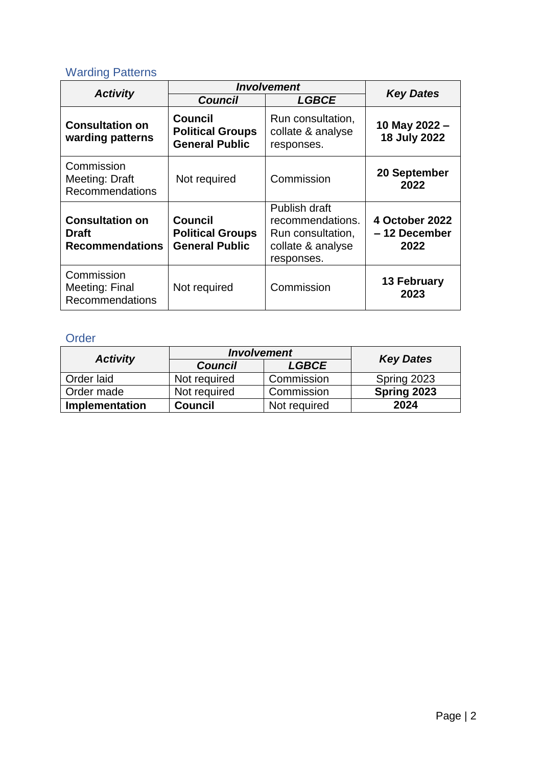## Warding Patterns

| *Activity* | *Involvement* | | *Key Dates* |
|---|---|---|---|
| | *Council* | *LGBCE* | |
| **Consultation on warding patterns** | **Council Political Groups General Public** | Run consultation, collate & analyse responses. | **10 May 2022 – 18 July 2022** |
| Commission Meeting: Draft Recommendations | Not required | Commission | **20 September 2022** |
| **Consultation on Draft Recommendations** | **Council Political Groups General Public** | Publish draft recommendations. Run consultation, collate & analyse responses. | **4 October 2022 – 12 December 2022** |
| Commission Meeting: Final Recommendations | Not required | Commission | **13 February 2023** |

## Order

| *Activity* | *Involvement* | | *Key Dates* |
|---|---|---|---|
| | *Council* | *LGBCE* | |
| Order laid | Not required | Commission | Spring 2023 |
| Order made | Not required | Commission | **Spring 2023** |
| **Implementation** | **Council** | Not required | **2024** |